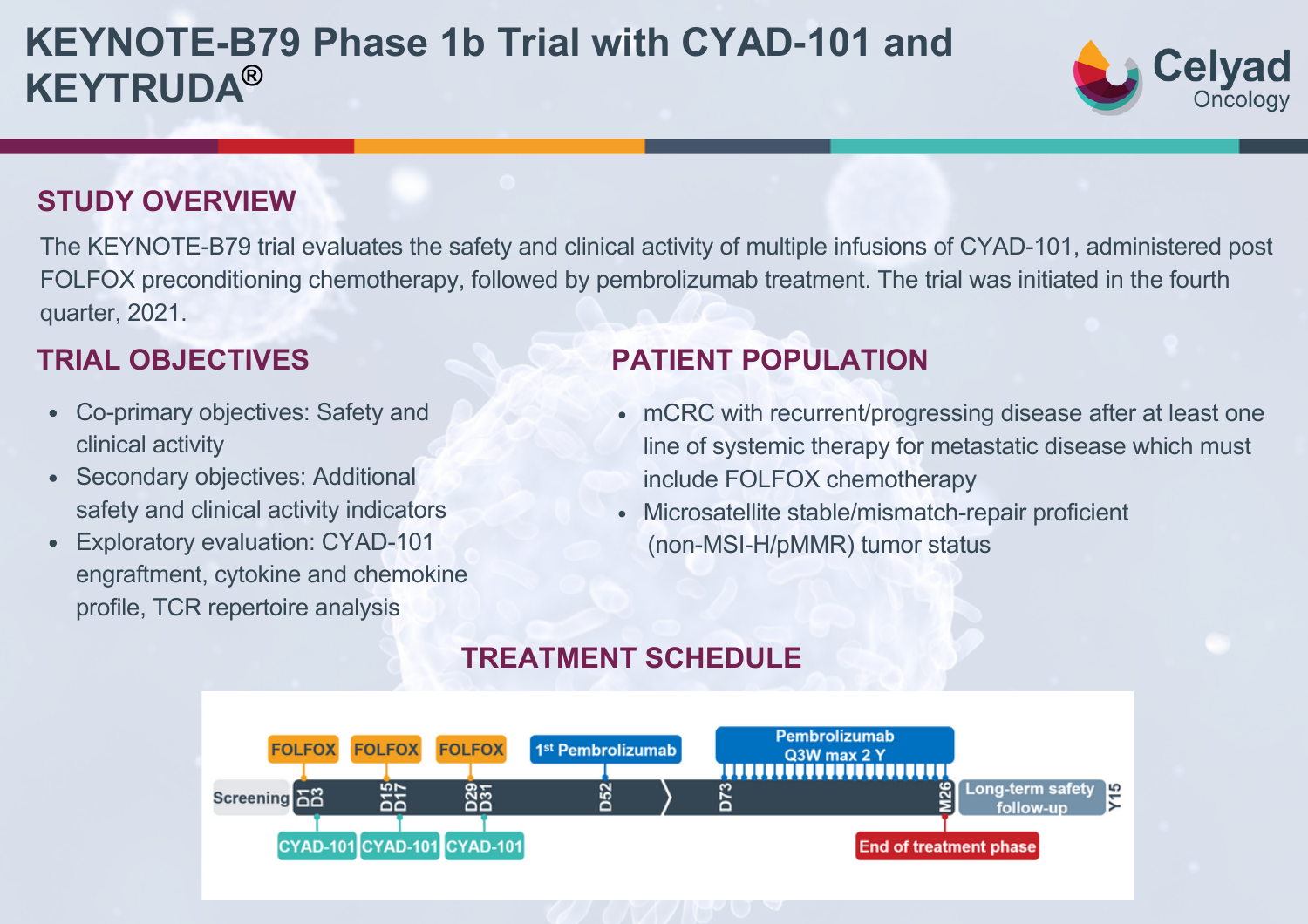# KEYNOTE-B79 Phase 1b Trial with CYAD-101 and KEYTRUDA®

Celyad Oncology

## STUDY OVERVIEW

The KEYNOTE-B79 trial evaluates the safety and clinical activity of multiple infusions of CYAD-101, administered post FOLFOX preconditioning chemotherapy, followed by pembrolizumab treatment. The trial was initiated in the fourth quarter, 2021.

## TRIAL OBJECTIVES

- Co-primary objectives: Safety and clinical activity
- Secondary objectives: Additional safety and clinical activity indicators
- Exploratory evaluation: CYAD-101 engraftment, cytokine and chemokine profile, TCR repertoire analysis

## PATIENT POPULATION

- mCRC with recurrent/progressing disease after at least one line of systemic therapy for metastatic disease which must include FOLFOX chemotherapy
- Microsatellite stable/mismatch-repair proficient (non-MSI-H/pMMR) tumor status

## TREATMENT SCHEDULE

Screening → D1 FOLFOX, D3 CYAD-101 → D15 FOLFOX, D17 CYAD-101 → D29 FOLFOX, D31 CYAD-101 → D52 1st Pembrolizumab → D73 Pembrolizumab Q3W max 2 Y → M26 End of treatment phase → Long-term safety follow-up → Y15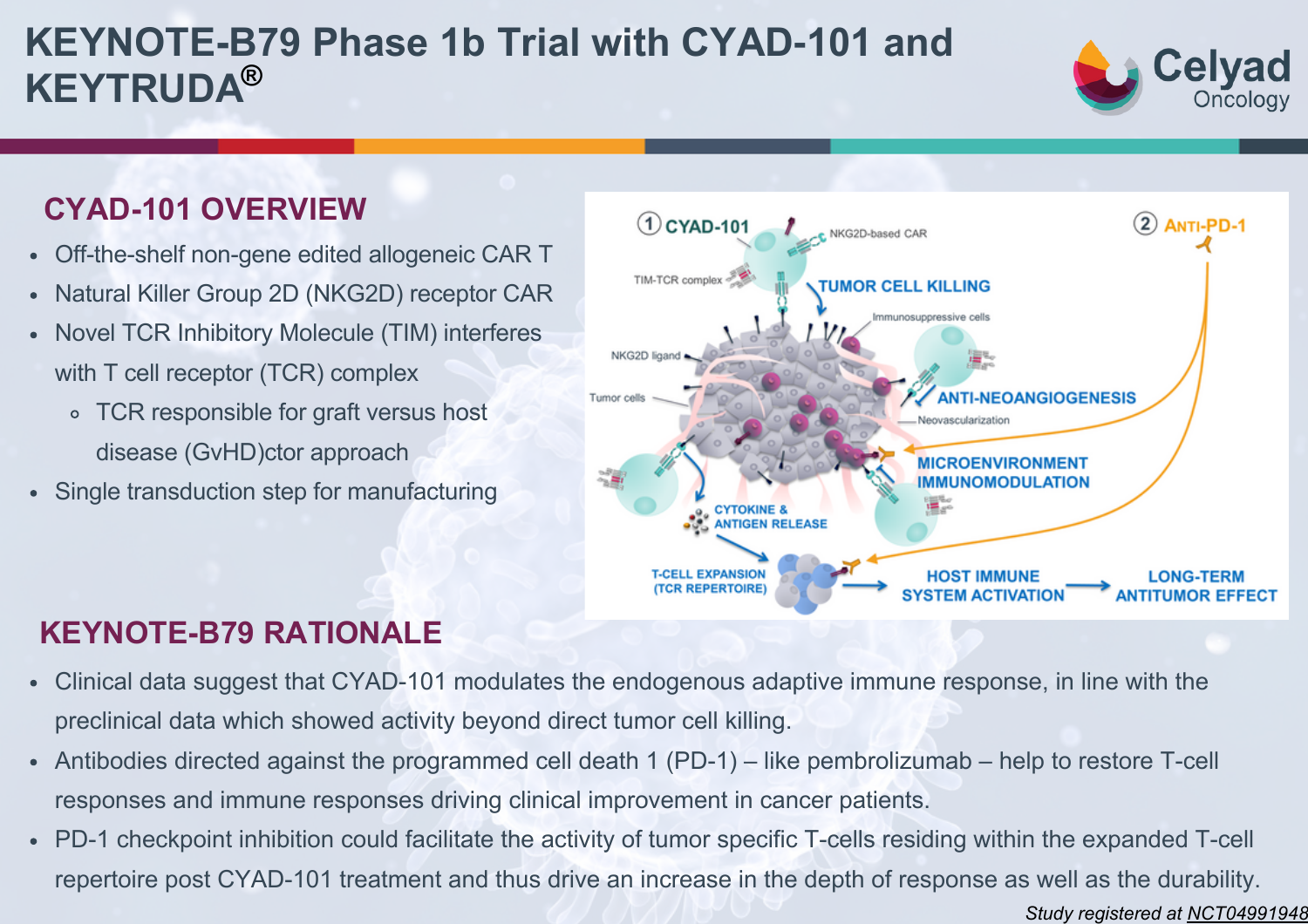# KEYNOTE-B79 Phase 1b Trial with CYAD-101 and KEYTRUDA®

## CYAD-101 OVERVIEW

- Off-the-shelf non-gene edited allogeneic CAR T
- Natural Killer Group 2D (NKG2D) receptor CAR
- Novel TCR Inhibitory Molecule (TIM) interferes with T cell receptor (TCR) complex
  - TCR responsible for graft versus host disease (GvHD)ctor approach
- Single transduction step for manufacturing

① CYAD-101
NKG2D-based CAR
TIM-TCR complex
TUMOR CELL KILLING
Immunosuppressive cells
NKG2D ligand
Tumor cells
ANTI-NEOANGIOGENESIS
Neovascularization
MICROENVIRONMENT IMMUNOMODULATION
CYTOKINE & ANTIGEN RELEASE
T-CELL EXPANSION (TCR REPERTOIRE)
HOST IMMUNE SYSTEM ACTIVATION
LONG-TERM ANTITUMOR EFFECT
② ANTI-PD-1

## KEYNOTE-B79 RATIONALE

- Clinical data suggest that CYAD-101 modulates the endogenous adaptive immune response, in line with the preclinical data which showed activity beyond direct tumor cell killing.
- Antibodies directed against the programmed cell death 1 (PD-1) – like pembrolizumab – help to restore T-cell responses and immune responses driving clinical improvement in cancer patients.
- PD-1 checkpoint inhibition could facilitate the activity of tumor specific T-cells residing within the expanded T-cell repertoire post CYAD-101 treatment and thus drive an increase in the depth of response as well as the durability.

*Study registered at NCT04991948*